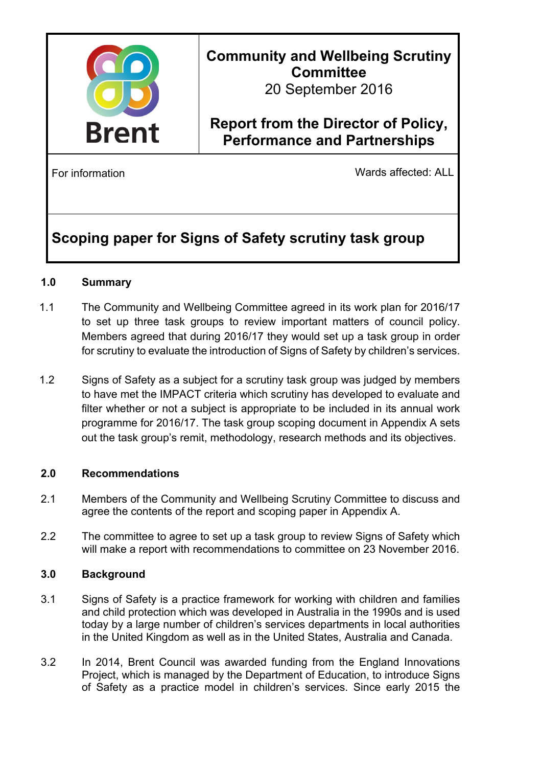Brent

**Community and Wellbeing Scrutiny Committee**
20 September 2016

**Report from the Director of Policy, Performance and Partnerships**

For information

Wards affected: ALL

# Scoping paper for Signs of Safety scrutiny task group

## 1.0 Summary

1.1 The Community and Wellbeing Committee agreed in its work plan for 2016/17 to set up three task groups to review important matters of council policy. Members agreed that during 2016/17 they would set up a task group in order for scrutiny to evaluate the introduction of Signs of Safety by children's services.

1.2 Signs of Safety as a subject for a scrutiny task group was judged by members to have met the IMPACT criteria which scrutiny has developed to evaluate and filter whether or not a subject is appropriate to be included in its annual work programme for 2016/17. The task group scoping document in Appendix A sets out the task group's remit, methodology, research methods and its objectives.

## 2.0 Recommendations

2.1 Members of the Community and Wellbeing Scrutiny Committee to discuss and agree the contents of the report and scoping paper in Appendix A.

2.2 The committee to agree to set up a task group to review Signs of Safety which will make a report with recommendations to committee on 23 November 2016.

## 3.0 Background

3.1 Signs of Safety is a practice framework for working with children and families and child protection which was developed in Australia in the 1990s and is used today by a large number of children's services departments in local authorities in the United Kingdom as well as in the United States, Australia and Canada.

3.2 In 2014, Brent Council was awarded funding from the England Innovations Project, which is managed by the Department of Education, to introduce Signs of Safety as a practice model in children's services. Since early 2015 the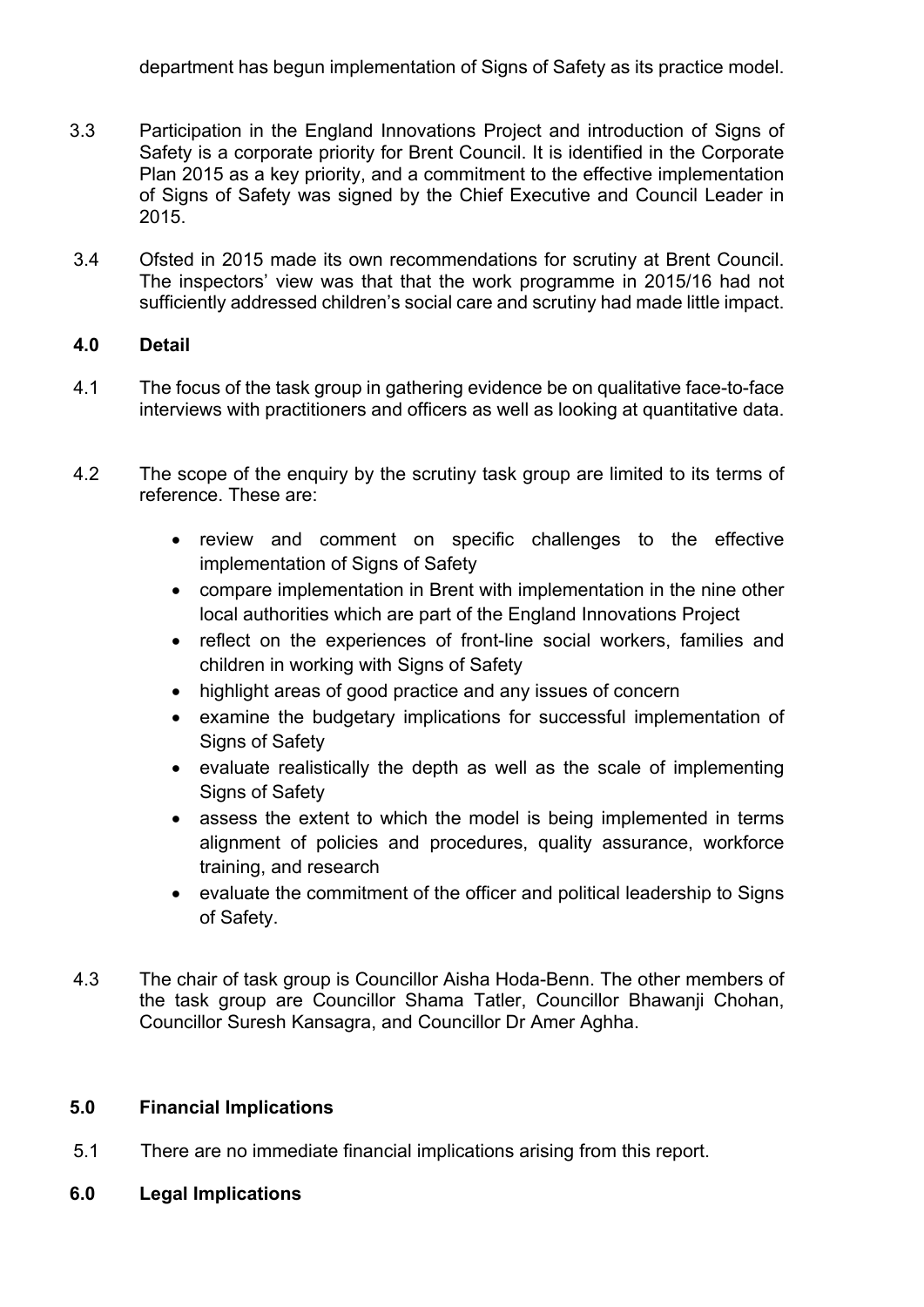department has begun implementation of Signs of Safety as its practice model.

3.3 Participation in the England Innovations Project and introduction of Signs of Safety is a corporate priority for Brent Council. It is identified in the Corporate Plan 2015 as a key priority, and a commitment to the effective implementation of Signs of Safety was signed by the Chief Executive and Council Leader in 2015.

3.4 Ofsted in 2015 made its own recommendations for scrutiny at Brent Council. The inspectors' view was that that the work programme in 2015/16 had not sufficiently addressed children's social care and scrutiny had made little impact.

## 4.0 Detail

4.1 The focus of the task group in gathering evidence be on qualitative face-to-face interviews with practitioners and officers as well as looking at quantitative data.

4.2 The scope of the enquiry by the scrutiny task group are limited to its terms of reference. These are:

- review and comment on specific challenges to the effective implementation of Signs of Safety
- compare implementation in Brent with implementation in the nine other local authorities which are part of the England Innovations Project
- reflect on the experiences of front-line social workers, families and children in working with Signs of Safety
- highlight areas of good practice and any issues of concern
- examine the budgetary implications for successful implementation of Signs of Safety
- evaluate realistically the depth as well as the scale of implementing Signs of Safety
- assess the extent to which the model is being implemented in terms alignment of policies and procedures, quality assurance, workforce training, and research
- evaluate the commitment of the officer and political leadership to Signs of Safety.

4.3 The chair of task group is Councillor Aisha Hoda-Benn. The other members of the task group are Councillor Shama Tatler, Councillor Bhawanji Chohan, Councillor Suresh Kansagra, and Councillor Dr Amer Aghha.

## 5.0 Financial Implications

5.1 There are no immediate financial implications arising from this report.

## 6.0 Legal Implications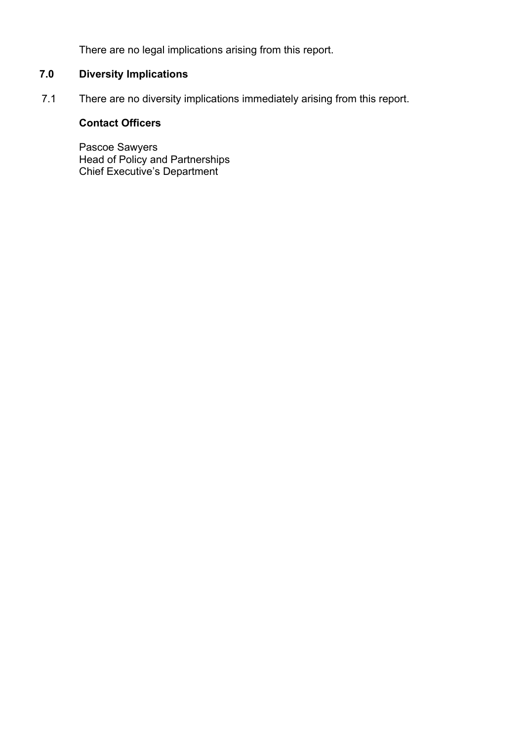There are no legal implications arising from this report.

## 7.0 Diversity Implications

7.1 There are no diversity implications immediately arising from this report.

**Contact Officers**

Pascoe Sawyers
Head of Policy and Partnerships
Chief Executive's Department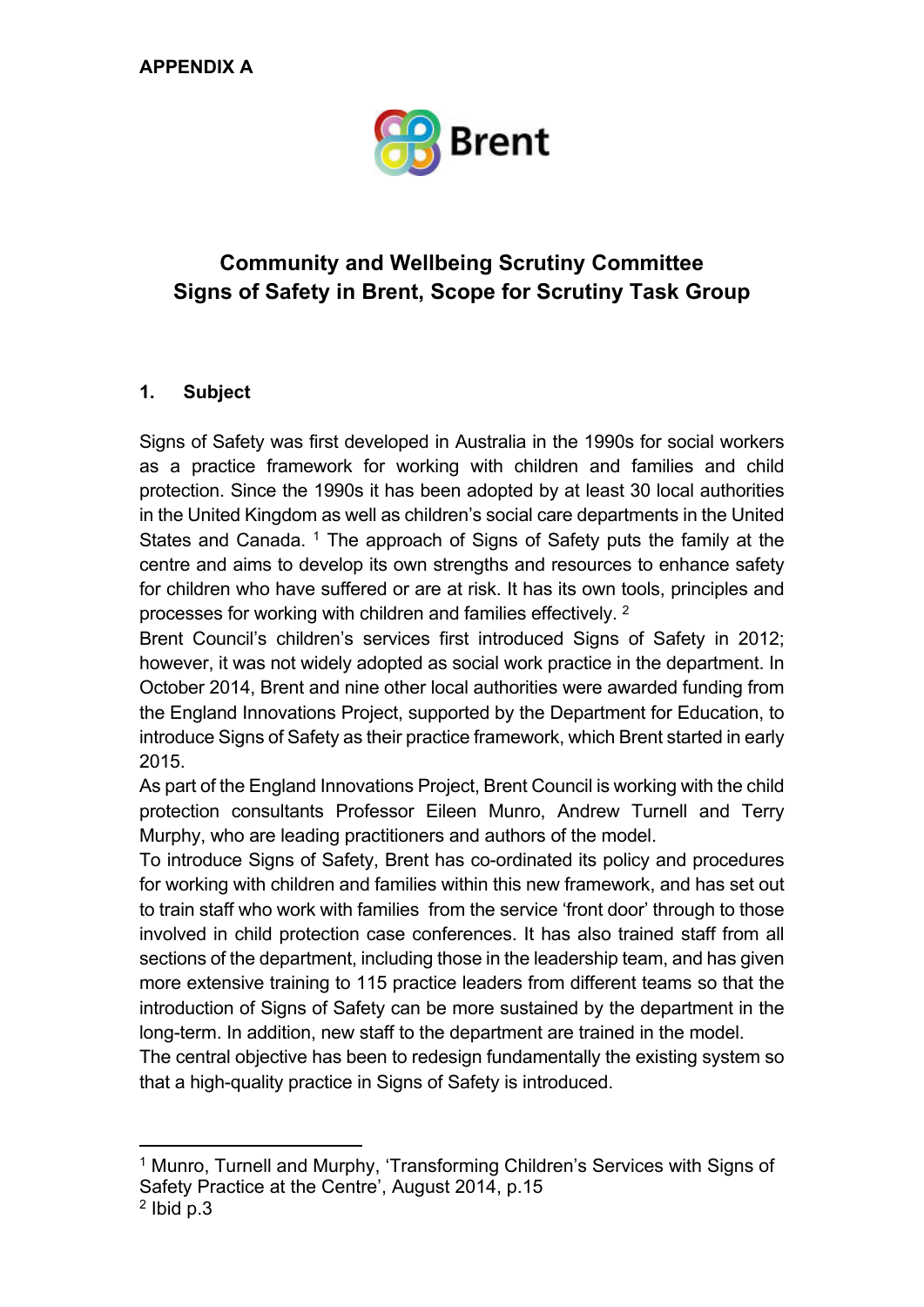**APPENDIX A**

Brent

## Community and Wellbeing Scrutiny Committee
## Signs of Safety in Brent, Scope for Scrutiny Task Group

### 1. Subject

Signs of Safety was first developed in Australia in the 1990s for social workers as a practice framework for working with children and families and child protection. Since the 1990s it has been adopted by at least 30 local authorities in the United Kingdom as well as children's social care departments in the United States and Canada. [1] The approach of Signs of Safety puts the family at the centre and aims to develop its own strengths and resources to enhance safety for children who have suffered or are at risk. It has its own tools, principles and processes for working with children and families effectively. [2]

Brent Council's children's services first introduced Signs of Safety in 2012; however, it was not widely adopted as social work practice in the department. In October 2014, Brent and nine other local authorities were awarded funding from the England Innovations Project, supported by the Department for Education, to introduce Signs of Safety as their practice framework, which Brent started in early 2015.

As part of the England Innovations Project, Brent Council is working with the child protection consultants Professor Eileen Munro, Andrew Turnell and Terry Murphy, who are leading practitioners and authors of the model.

To introduce Signs of Safety, Brent has co-ordinated its policy and procedures for working with children and families within this new framework, and has set out to train staff who work with families from the service 'front door' through to those involved in child protection case conferences. It has also trained staff from all sections of the department, including those in the leadership team, and has given more extensive training to 115 practice leaders from different teams so that the introduction of Signs of Safety can be more sustained by the department in the long-term. In addition, new staff to the department are trained in the model.

The central objective has been to redesign fundamentally the existing system so that a high-quality practice in Signs of Safety is introduced.

---

[1] Munro, Turnell and Murphy, 'Transforming Children's Services with Signs of Safety Practice at the Centre', August 2014, p.15

[2] Ibid p.3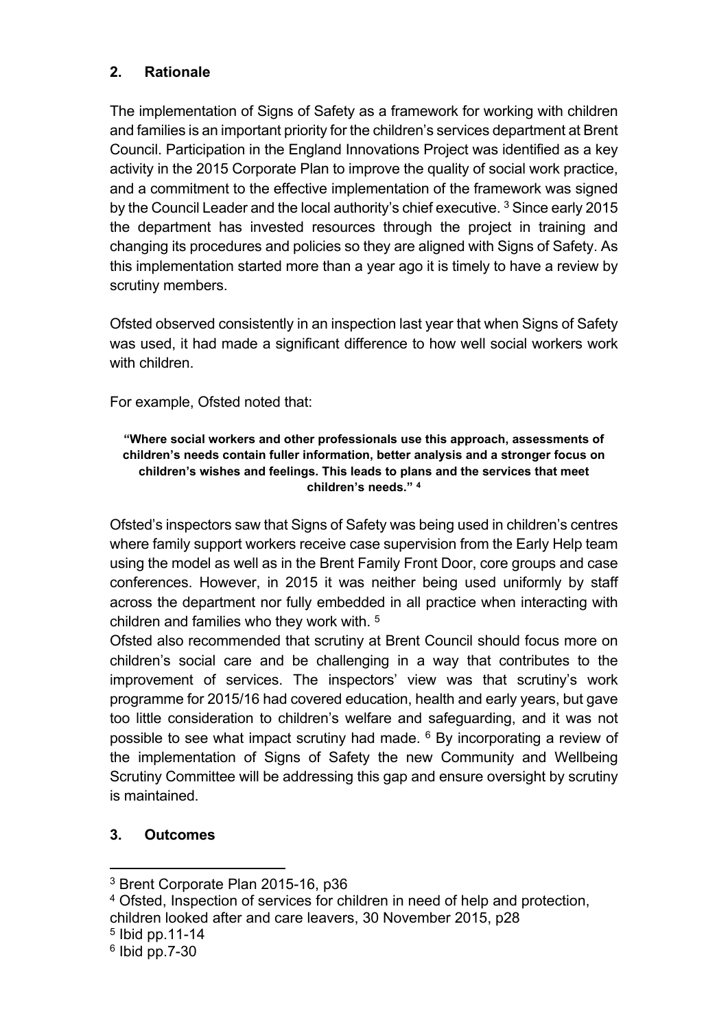## 2. Rationale

The implementation of Signs of Safety as a framework for working with children and families is an important priority for the children's services department at Brent Council. Participation in the England Innovations Project was identified as a key activity in the 2015 Corporate Plan to improve the quality of social work practice, and a commitment to the effective implementation of the framework was signed by the Council Leader and the local authority's chief executive. [3] Since early 2015 the department has invested resources through the project in training and changing its procedures and policies so they are aligned with Signs of Safety. As this implementation started more than a year ago it is timely to have a review by scrutiny members.

Ofsted observed consistently in an inspection last year that when Signs of Safety was used, it had made a significant difference to how well social workers work with children.

For example, Ofsted noted that:

> **"Where social workers and other professionals use this approach, assessments of children's needs contain fuller information, better analysis and a stronger focus on children's wishes and feelings. This leads to plans and the services that meet children's needs." [4]**

Ofsted's inspectors saw that Signs of Safety was being used in children's centres where family support workers receive case supervision from the Early Help team using the model as well as in the Brent Family Front Door, core groups and case conferences. However, in 2015 it was neither being used uniformly by staff across the department nor fully embedded in all practice when interacting with children and families who they work with. [5]

Ofsted also recommended that scrutiny at Brent Council should focus more on children's social care and be challenging in a way that contributes to the improvement of services. The inspectors' view was that scrutiny's work programme for 2015/16 had covered education, health and early years, but gave too little consideration to children's welfare and safeguarding, and it was not possible to see what impact scrutiny had made. [6] By incorporating a review of the implementation of Signs of Safety the new Community and Wellbeing Scrutiny Committee will be addressing this gap and ensure oversight by scrutiny is maintained.

## 3. Outcomes

---

[3] Brent Corporate Plan 2015-16, p36

[4] Ofsted, Inspection of services for children in need of help and protection, children looked after and care leavers, 30 November 2015, p28

[5] Ibid pp.11-14

[6] Ibid pp.7-30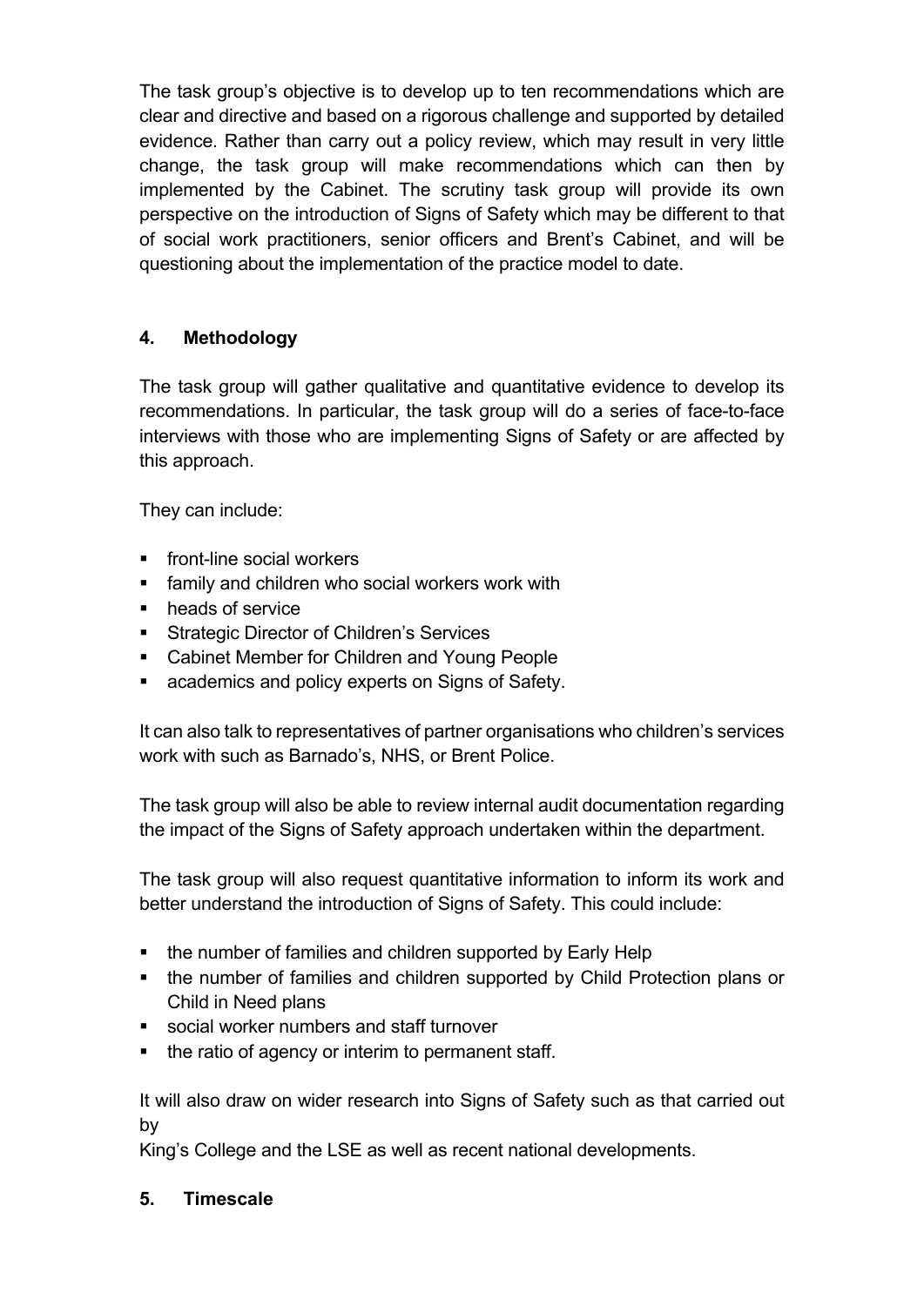The task group's objective is to develop up to ten recommendations which are clear and directive and based on a rigorous challenge and supported by detailed evidence. Rather than carry out a policy review, which may result in very little change, the task group will make recommendations which can then by implemented by the Cabinet. The scrutiny task group will provide its own perspective on the introduction of Signs of Safety which may be different to that of social work practitioners, senior officers and Brent's Cabinet, and will be questioning about the implementation of the practice model to date.

## 4. Methodology

The task group will gather qualitative and quantitative evidence to develop its recommendations. In particular, the task group will do a series of face-to-face interviews with those who are implementing Signs of Safety or are affected by this approach.

They can include:

- front-line social workers
- family and children who social workers work with
- heads of service
- Strategic Director of Children's Services
- Cabinet Member for Children and Young People
- academics and policy experts on Signs of Safety.

It can also talk to representatives of partner organisations who children's services work with such as Barnado's, NHS, or Brent Police.

The task group will also be able to review internal audit documentation regarding the impact of the Signs of Safety approach undertaken within the department.

The task group will also request quantitative information to inform its work and better understand the introduction of Signs of Safety. This could include:

- the number of families and children supported by Early Help
- the number of families and children supported by Child Protection plans or Child in Need plans
- social worker numbers and staff turnover
- the ratio of agency or interim to permanent staff.

It will also draw on wider research into Signs of Safety such as that carried out by
King's College and the LSE as well as recent national developments.

## 5. Timescale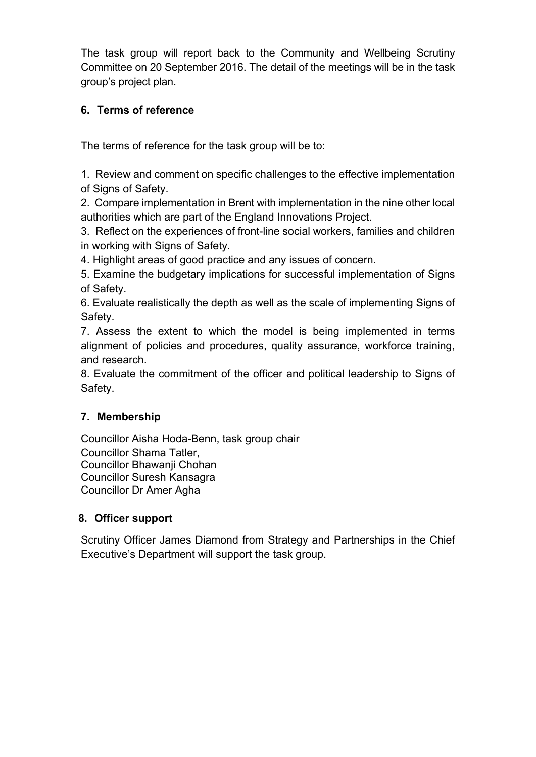The task group will report back to the Community and Wellbeing Scrutiny Committee on 20 September 2016. The detail of the meetings will be in the task group's project plan.

## 6. Terms of reference

The terms of reference for the task group will be to:

1. Review and comment on specific challenges to the effective implementation of Signs of Safety.
2. Compare implementation in Brent with implementation in the nine other local authorities which are part of the England Innovations Project.
3. Reflect on the experiences of front-line social workers, families and children in working with Signs of Safety.
4. Highlight areas of good practice and any issues of concern.
5. Examine the budgetary implications for successful implementation of Signs of Safety.
6. Evaluate realistically the depth as well as the scale of implementing Signs of Safety.
7. Assess the extent to which the model is being implemented in terms alignment of policies and procedures, quality assurance, workforce training, and research.
8. Evaluate the commitment of the officer and political leadership to Signs of Safety.

## 7. Membership

Councillor Aisha Hoda-Benn, task group chair
Councillor Shama Tatler,
Councillor Bhawanji Chohan
Councillor Suresh Kansagra
Councillor Dr Amer Agha

## 8. Officer support

Scrutiny Officer James Diamond from Strategy and Partnerships in the Chief Executive's Department will support the task group.